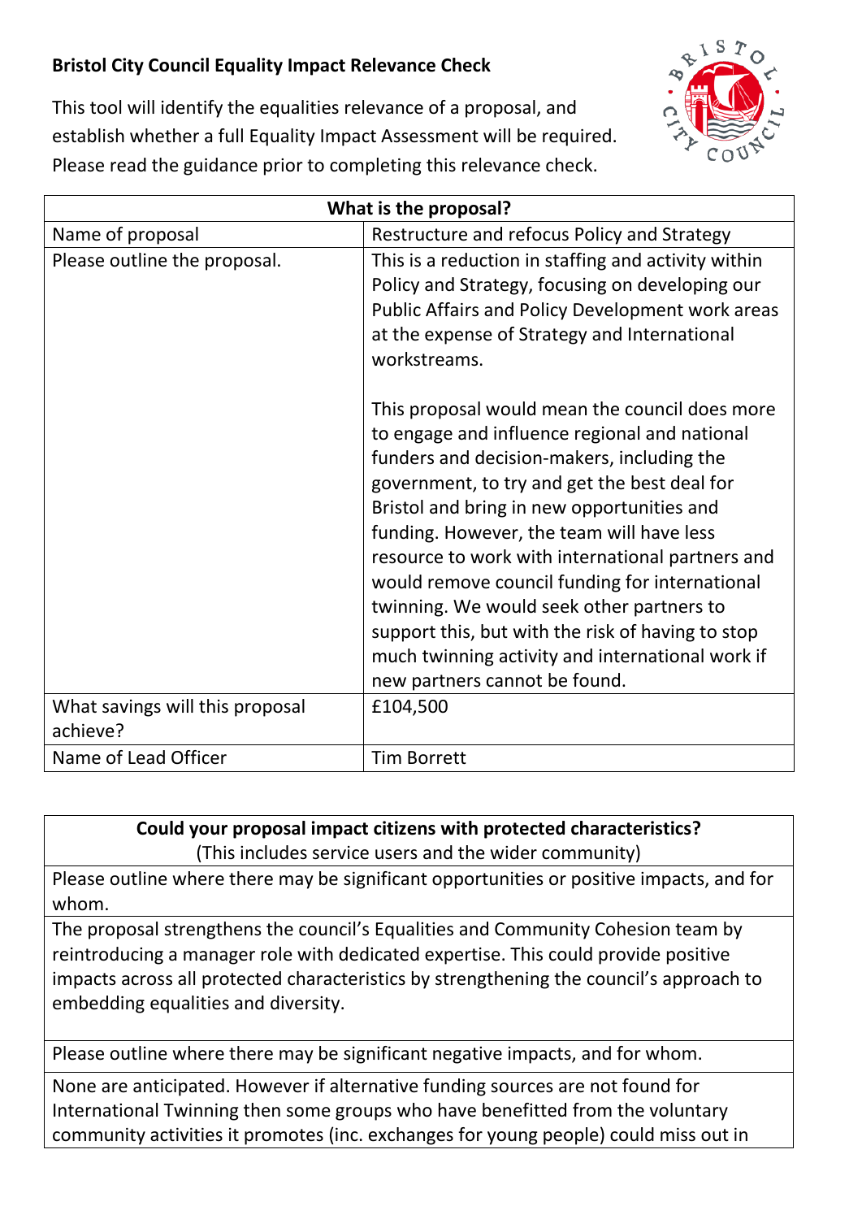**Bristol City Council Equality Impact Relevance Check**

This tool will identify the equalities relevance of a proposal, and establish whether a full Equality Impact Assessment will be required. Please read the guidance prior to completing this relevance check.

| What is the proposal? | |
|---|---|
| Name of proposal | Restructure and refocus Policy and Strategy |
| Please outline the proposal. | This is a reduction in staffing and activity within Policy and Strategy, focusing on developing our Public Affairs and Policy Development work areas at the expense of Strategy and International workstreams.<br><br>This proposal would mean the council does more to engage and influence regional and national funders and decision-makers, including the government, to try and get the best deal for Bristol and bring in new opportunities and funding. However, the team will have less resource to work with international partners and would remove council funding for international twinning. We would seek other partners to support this, but with the risk of having to stop much twinning activity and international work if new partners cannot be found. |
| What savings will this proposal achieve? | £104,500 |
| Name of Lead Officer | Tim Borrett |

| **Could your proposal impact citizens with protected characteristics?** (This includes service users and the wider community) |
|---|
| Please outline where there may be significant opportunities or positive impacts, and for whom. |
| The proposal strengthens the council's Equalities and Community Cohesion team by reintroducing a manager role with dedicated expertise. This could provide positive impacts across all protected characteristics by strengthening the council's approach to embedding equalities and diversity. |
| Please outline where there may be significant negative impacts, and for whom. |
| None are anticipated. However if alternative funding sources are not found for International Twinning then some groups who have benefitted from the voluntary community activities it promotes (inc. exchanges for young people) could miss out in |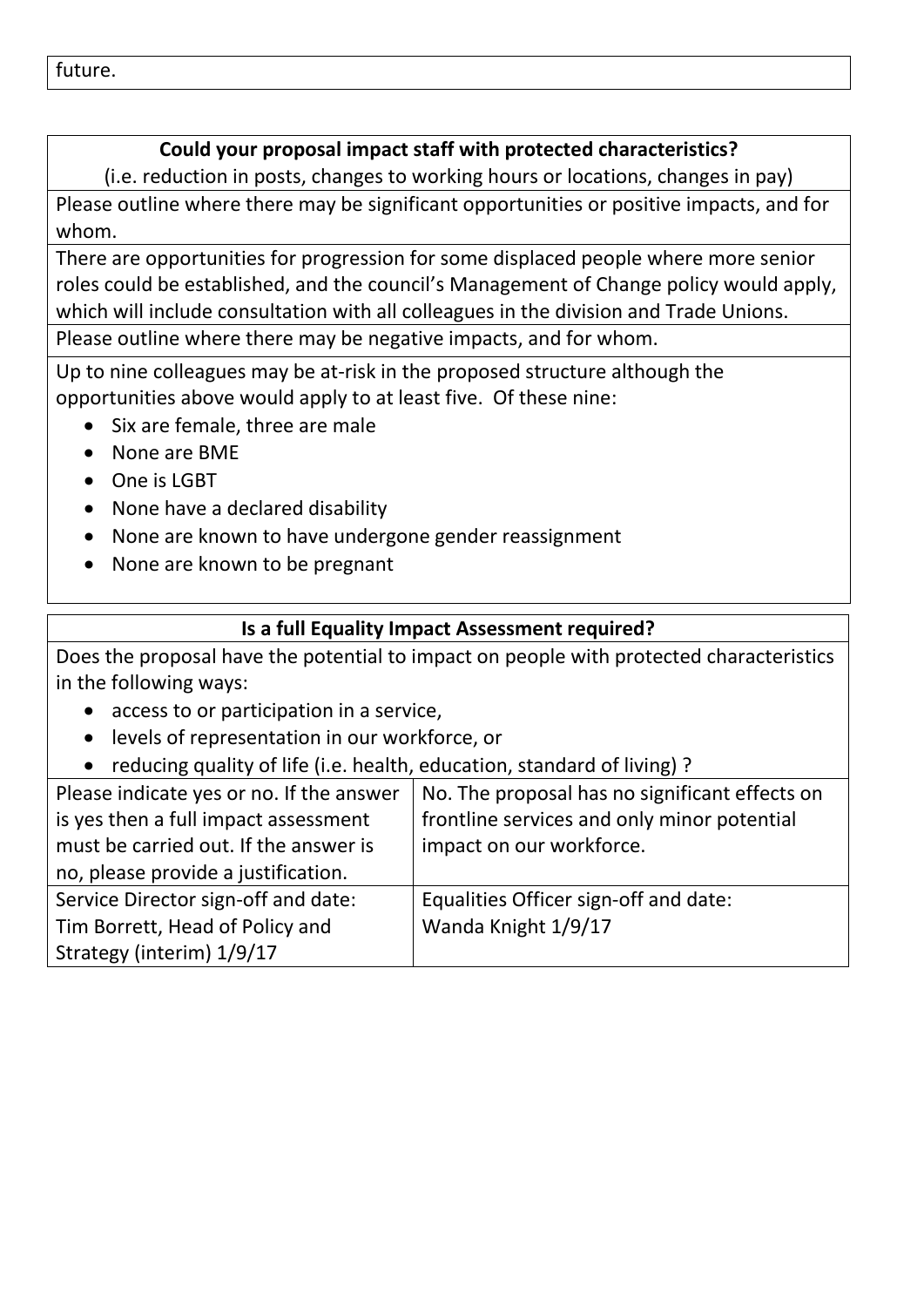future.

**Could your proposal impact staff with protected characteristics?**

(i.e. reduction in posts, changes to working hours or locations, changes in pay)

Please outline where there may be significant opportunities or positive impacts, and for whom.

There are opportunities for progression for some displaced people where more senior roles could be established, and the council's Management of Change policy would apply, which will include consultation with all colleagues in the division and Trade Unions.

Please outline where there may be negative impacts, and for whom.

Up to nine colleagues may be at-risk in the proposed structure although the opportunities above would apply to at least five. Of these nine:

- Six are female, three are male
- None are BME
- One is LGBT
- None have a declared disability
- None are known to have undergone gender reassignment
- None are known to be pregnant

**Is a full Equality Impact Assessment required?**

Does the proposal have the potential to impact on people with protected characteristics in the following ways:

- access to or participation in a service,
- levels of representation in our workforce, or
- reducing quality of life (i.e. health, education, standard of living) ?

| | |
|---|---|
| Please indicate yes or no. If the answer is yes then a full impact assessment must be carried out. If the answer is no, please provide a justification. | No. The proposal has no significant effects on frontline services and only minor potential impact on our workforce. |
| Service Director sign-off and date: Tim Borrett, Head of Policy and Strategy (interim) 1/9/17 | Equalities Officer sign-off and date: Wanda Knight 1/9/17 |